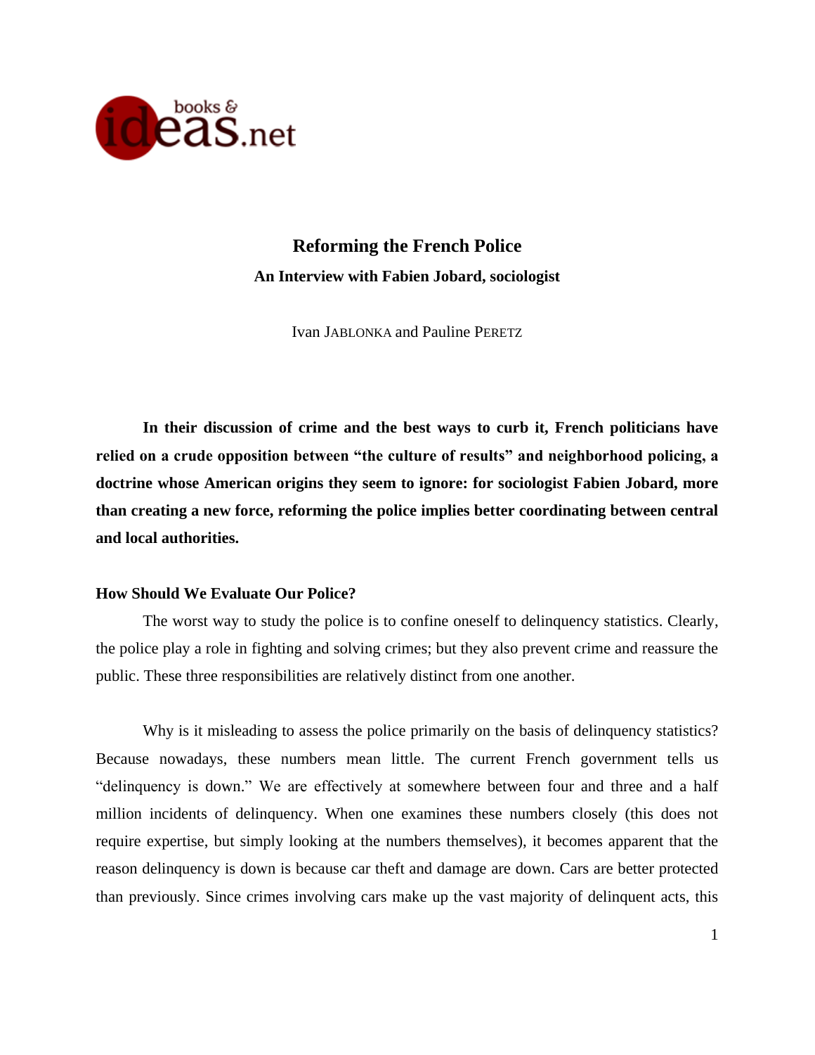# Reforming the French Police

## An Interview with Fabien Jobard, sociologist

Ivan JABLONKA and Pauline PERETZ

**In their discussion of crime and the best ways to curb it, French politicians have relied on a crude opposition between "the culture of results" and neighborhood policing, a doctrine whose American origins they seem to ignore: for sociologist Fabien Jobard, more than creating a new force, reforming the police implies better coordinating between central and local authorities.**

### How Should We Evaluate Our Police?

The worst way to study the police is to confine oneself to delinquency statistics. Clearly, the police play a role in fighting and solving crimes; but they also prevent crime and reassure the public. These three responsibilities are relatively distinct from one another.

Why is it misleading to assess the police primarily on the basis of delinquency statistics? Because nowadays, these numbers mean little. The current French government tells us "delinquency is down." We are effectively at somewhere between four and three and a half million incidents of delinquency. When one examines these numbers closely (this does not require expertise, but simply looking at the numbers themselves), it becomes apparent that the reason delinquency is down is because car theft and damage are down. Cars are better protected than previously. Since crimes involving cars make up the vast majority of delinquent acts, this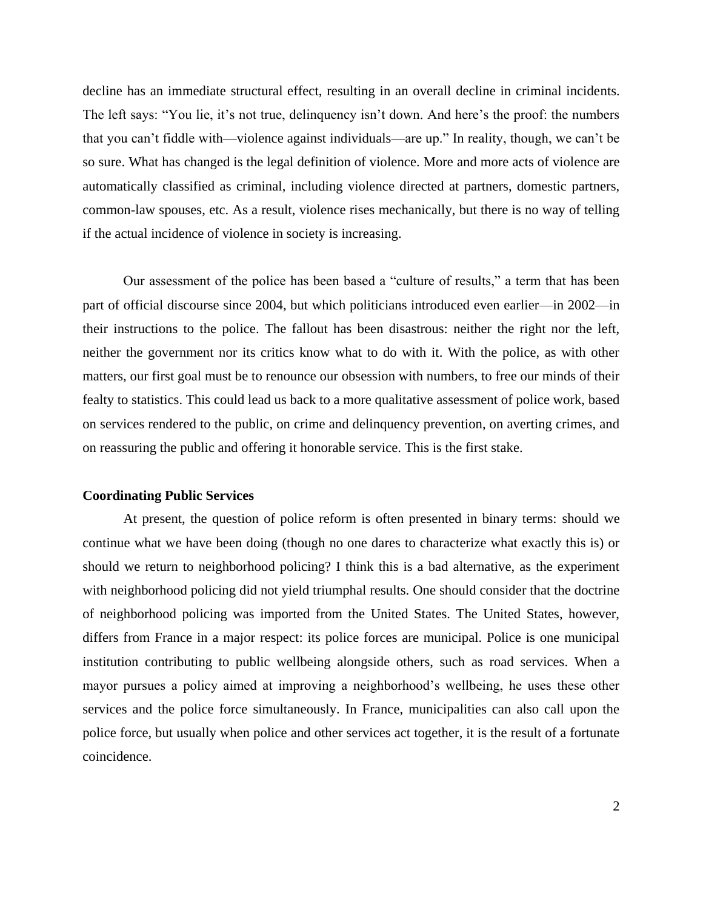decline has an immediate structural effect, resulting in an overall decline in criminal incidents. The left says: "You lie, it's not true, delinquency isn't down. And here's the proof: the numbers that you can't fiddle with—violence against individuals—are up." In reality, though, we can't be so sure. What has changed is the legal definition of violence. More and more acts of violence are automatically classified as criminal, including violence directed at partners, domestic partners, common-law spouses, etc. As a result, violence rises mechanically, but there is no way of telling if the actual incidence of violence in society is increasing.

Our assessment of the police has been based a "culture of results," a term that has been part of official discourse since 2004, but which politicians introduced even earlier—in 2002—in their instructions to the police. The fallout has been disastrous: neither the right nor the left, neither the government nor its critics know what to do with it. With the police, as with other matters, our first goal must be to renounce our obsession with numbers, to free our minds of their fealty to statistics. This could lead us back to a more qualitative assessment of police work, based on services rendered to the public, on crime and delinquency prevention, on averting crimes, and on reassuring the public and offering it honorable service. This is the first stake.

**Coordinating Public Services**

At present, the question of police reform is often presented in binary terms: should we continue what we have been doing (though no one dares to characterize what exactly this is) or should we return to neighborhood policing? I think this is a bad alternative, as the experiment with neighborhood policing did not yield triumphal results. One should consider that the doctrine of neighborhood policing was imported from the United States. The United States, however, differs from France in a major respect: its police forces are municipal. Police is one municipal institution contributing to public wellbeing alongside others, such as road services. When a mayor pursues a policy aimed at improving a neighborhood's wellbeing, he uses these other services and the police force simultaneously. In France, municipalities can also call upon the police force, but usually when police and other services act together, it is the result of a fortunate coincidence.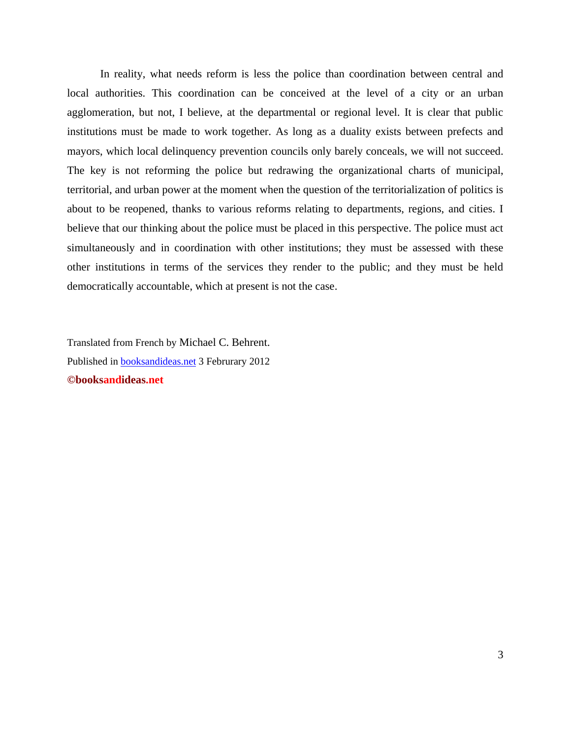In reality, what needs reform is less the police than coordination between central and local authorities. This coordination can be conceived at the level of a city or an urban agglomeration, but not, I believe, at the departmental or regional level. It is clear that public institutions must be made to work together. As long as a duality exists between prefects and mayors, which local delinquency prevention councils only barely conceals, we will not succeed. The key is not reforming the police but redrawing the organizational charts of municipal, territorial, and urban power at the moment when the question of the territorialization of politics is about to be reopened, thanks to various reforms relating to departments, regions, and cities. I believe that our thinking about the police must be placed in this perspective. The police must act simultaneously and in coordination with other institutions; they must be assessed with these other institutions in terms of the services they render to the public; and they must be held democratically accountable, which at present is not the case.

Translated from French by Michael C. Behrent.

Published in booksandideas.net 3 Februrary 2012

**©booksandideas.net**